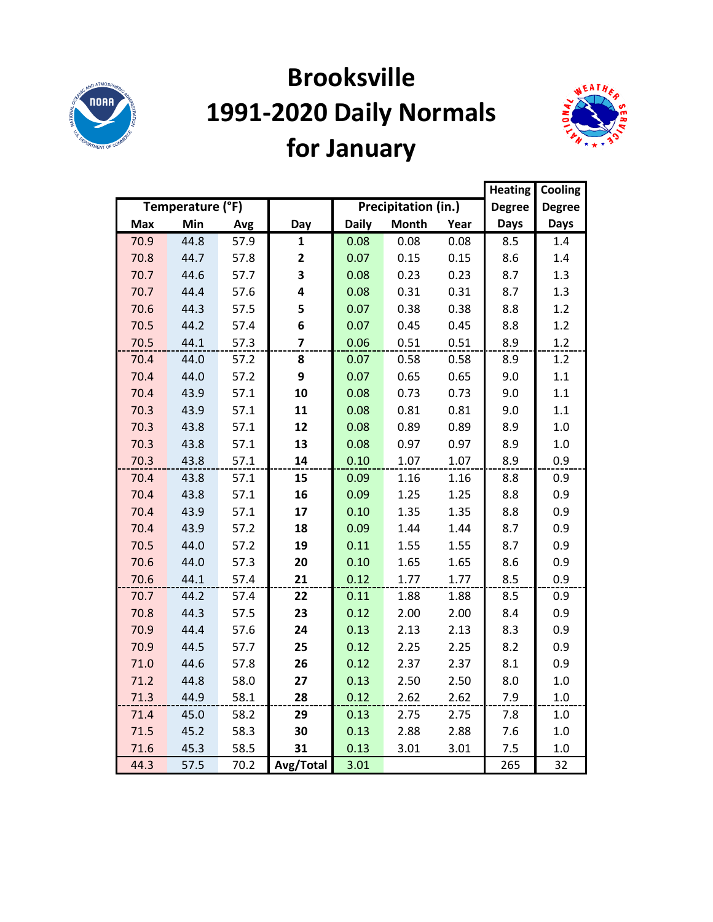# Brooksville
# 1991-2020 Daily Normals
# for January

| Temperature (°F) | | | | Precipitation (in.) | | | Heating Degree Days | Cooling Degree Days |
|---|---|---|---|---|---|---|---|---|
| Max | Min | Avg | Day | Daily | Month | Year | | |
| 70.9 | 44.8 | 57.9 | **1** | 0.08 | 0.08 | 0.08 | 8.5 | 1.4 |
| 70.8 | 44.7 | 57.8 | **2** | 0.07 | 0.15 | 0.15 | 8.6 | 1.4 |
| 70.7 | 44.6 | 57.7 | **3** | 0.08 | 0.23 | 0.23 | 8.7 | 1.3 |
| 70.7 | 44.4 | 57.6 | **4** | 0.08 | 0.31 | 0.31 | 8.7 | 1.3 |
| 70.6 | 44.3 | 57.5 | **5** | 0.07 | 0.38 | 0.38 | 8.8 | 1.2 |
| 70.5 | 44.2 | 57.4 | **6** | 0.07 | 0.45 | 0.45 | 8.8 | 1.2 |
| 70.5 | 44.1 | 57.3 | **7** | 0.06 | 0.51 | 0.51 | 8.9 | 1.2 |
| 70.4 | 44.0 | 57.2 | **8** | 0.07 | 0.58 | 0.58 | 8.9 | 1.2 |
| 70.4 | 44.0 | 57.2 | **9** | 0.07 | 0.65 | 0.65 | 9.0 | 1.1 |
| 70.4 | 43.9 | 57.1 | **10** | 0.08 | 0.73 | 0.73 | 9.0 | 1.1 |
| 70.3 | 43.9 | 57.1 | **11** | 0.08 | 0.81 | 0.81 | 9.0 | 1.1 |
| 70.3 | 43.8 | 57.1 | **12** | 0.08 | 0.89 | 0.89 | 8.9 | 1.0 |
| 70.3 | 43.8 | 57.1 | **13** | 0.08 | 0.97 | 0.97 | 8.9 | 1.0 |
| 70.3 | 43.8 | 57.1 | **14** | 0.10 | 1.07 | 1.07 | 8.9 | 0.9 |
| 70.4 | 43.8 | 57.1 | **15** | 0.09 | 1.16 | 1.16 | 8.8 | 0.9 |
| 70.4 | 43.8 | 57.1 | **16** | 0.09 | 1.25 | 1.25 | 8.8 | 0.9 |
| 70.4 | 43.9 | 57.1 | **17** | 0.10 | 1.35 | 1.35 | 8.8 | 0.9 |
| 70.4 | 43.9 | 57.2 | **18** | 0.09 | 1.44 | 1.44 | 8.7 | 0.9 |
| 70.5 | 44.0 | 57.2 | **19** | 0.11 | 1.55 | 1.55 | 8.7 | 0.9 |
| 70.6 | 44.0 | 57.3 | **20** | 0.10 | 1.65 | 1.65 | 8.6 | 0.9 |
| 70.6 | 44.1 | 57.4 | **21** | 0.12 | 1.77 | 1.77 | 8.5 | 0.9 |
| 70.7 | 44.2 | 57.4 | **22** | 0.11 | 1.88 | 1.88 | 8.5 | 0.9 |
| 70.8 | 44.3 | 57.5 | **23** | 0.12 | 2.00 | 2.00 | 8.4 | 0.9 |
| 70.9 | 44.4 | 57.6 | **24** | 0.13 | 2.13 | 2.13 | 8.3 | 0.9 |
| 70.9 | 44.5 | 57.7 | **25** | 0.12 | 2.25 | 2.25 | 8.2 | 0.9 |
| 71.0 | 44.6 | 57.8 | **26** | 0.12 | 2.37 | 2.37 | 8.1 | 0.9 |
| 71.2 | 44.8 | 58.0 | **27** | 0.13 | 2.50 | 2.50 | 8.0 | 1.0 |
| 71.3 | 44.9 | 58.1 | **28** | 0.12 | 2.62 | 2.62 | 7.9 | 1.0 |
| 71.4 | 45.0 | 58.2 | **29** | 0.13 | 2.75 | 2.75 | 7.8 | 1.0 |
| 71.5 | 45.2 | 58.3 | **30** | 0.13 | 2.88 | 2.88 | 7.6 | 1.0 |
| 71.6 | 45.3 | 58.5 | **31** | 0.13 | 3.01 | 3.01 | 7.5 | 1.0 |
| 44.3 | 57.5 | 70.2 | **Avg/Total** | 3.01 | | | 265 | 32 |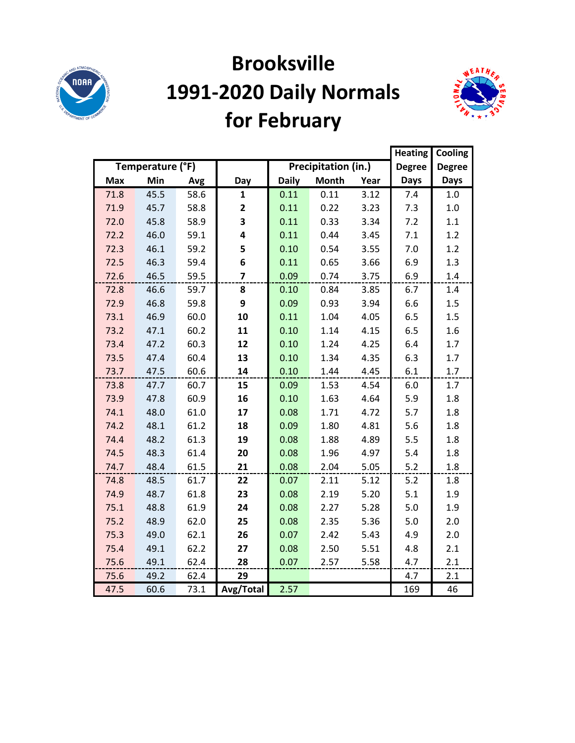# Brooksville 1991-2020 Daily Normals for February

| Temperature (°F) | | | | Precipitation (in.) | | | Heating Degree Days | Cooling Degree Days |
|---|---|---|---|---|---|---|---|---|
| Max | Min | Avg | Day | Daily | Month | Year | | |
| 71.8 | 45.5 | 58.6 | **1** | 0.11 | 0.11 | 3.12 | 7.4 | 1.0 |
| 71.9 | 45.7 | 58.8 | **2** | 0.11 | 0.22 | 3.23 | 7.3 | 1.0 |
| 72.0 | 45.8 | 58.9 | **3** | 0.11 | 0.33 | 3.34 | 7.2 | 1.1 |
| 72.2 | 46.0 | 59.1 | **4** | 0.11 | 0.44 | 3.45 | 7.1 | 1.2 |
| 72.3 | 46.1 | 59.2 | **5** | 0.10 | 0.54 | 3.55 | 7.0 | 1.2 |
| 72.5 | 46.3 | 59.4 | **6** | 0.11 | 0.65 | 3.66 | 6.9 | 1.3 |
| 72.6 | 46.5 | 59.5 | **7** | 0.09 | 0.74 | 3.75 | 6.9 | 1.4 |
| 72.8 | 46.6 | 59.7 | **8** | 0.10 | 0.84 | 3.85 | 6.7 | 1.4 |
| 72.9 | 46.8 | 59.8 | **9** | 0.09 | 0.93 | 3.94 | 6.6 | 1.5 |
| 73.1 | 46.9 | 60.0 | **10** | 0.11 | 1.04 | 4.05 | 6.5 | 1.5 |
| 73.2 | 47.1 | 60.2 | **11** | 0.10 | 1.14 | 4.15 | 6.5 | 1.6 |
| 73.4 | 47.2 | 60.3 | **12** | 0.10 | 1.24 | 4.25 | 6.4 | 1.7 |
| 73.5 | 47.4 | 60.4 | **13** | 0.10 | 1.34 | 4.35 | 6.3 | 1.7 |
| 73.7 | 47.5 | 60.6 | **14** | 0.10 | 1.44 | 4.45 | 6.1 | 1.7 |
| 73.8 | 47.7 | 60.7 | **15** | 0.09 | 1.53 | 4.54 | 6.0 | 1.7 |
| 73.9 | 47.8 | 60.9 | **16** | 0.10 | 1.63 | 4.64 | 5.9 | 1.8 |
| 74.1 | 48.0 | 61.0 | **17** | 0.08 | 1.71 | 4.72 | 5.7 | 1.8 |
| 74.2 | 48.1 | 61.2 | **18** | 0.09 | 1.80 | 4.81 | 5.6 | 1.8 |
| 74.4 | 48.2 | 61.3 | **19** | 0.08 | 1.88 | 4.89 | 5.5 | 1.8 |
| 74.5 | 48.3 | 61.4 | **20** | 0.08 | 1.96 | 4.97 | 5.4 | 1.8 |
| 74.7 | 48.4 | 61.5 | **21** | 0.08 | 2.04 | 5.05 | 5.2 | 1.8 |
| 74.8 | 48.5 | 61.7 | **22** | 0.07 | 2.11 | 5.12 | 5.2 | 1.8 |
| 74.9 | 48.7 | 61.8 | **23** | 0.08 | 2.19 | 5.20 | 5.1 | 1.9 |
| 75.1 | 48.8 | 61.9 | **24** | 0.08 | 2.27 | 5.28 | 5.0 | 1.9 |
| 75.2 | 48.9 | 62.0 | **25** | 0.08 | 2.35 | 5.36 | 5.0 | 2.0 |
| 75.3 | 49.0 | 62.1 | **26** | 0.07 | 2.42 | 5.43 | 4.9 | 2.0 |
| 75.4 | 49.1 | 62.2 | **27** | 0.08 | 2.50 | 5.51 | 4.8 | 2.1 |
| 75.6 | 49.1 | 62.4 | **28** | 0.07 | 2.57 | 5.58 | 4.7 | 2.1 |
| 75.6 | 49.2 | 62.4 | **29** | | | | 4.7 | 2.1 |
| 47.5 | 60.6 | 73.1 | **Avg/Total** | 2.57 | | | 169 | 46 |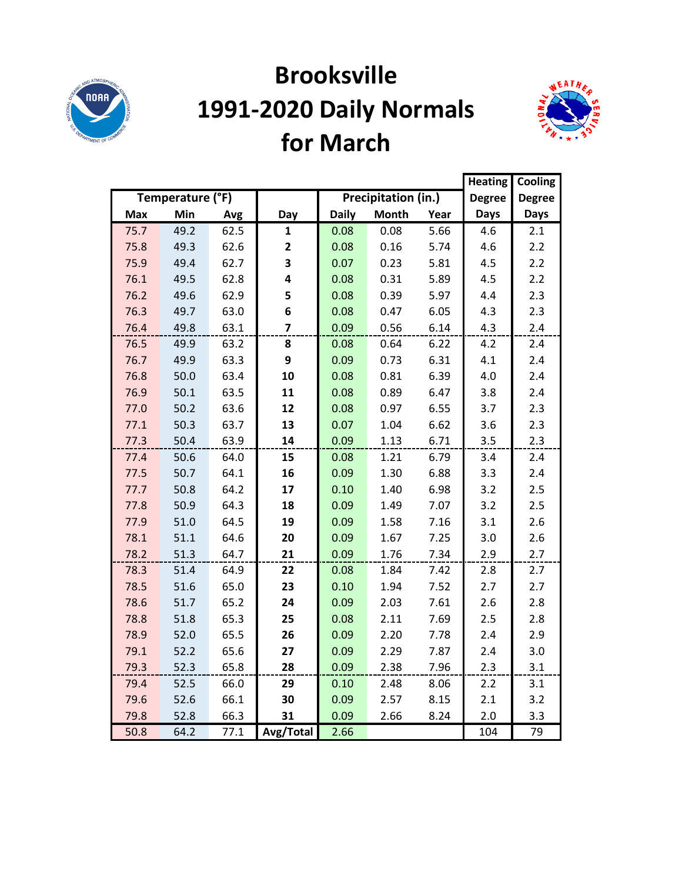# Brooksville 1991-2020 Daily Normals for March

| Temperature (°F) | | | | Precipitation (in.) | | | Heating Degree Days | Cooling Degree Days |
|---|---|---|---|---|---|---|---|---|
| Max | Min | Avg | Day | Daily | Month | Year | | |
| 75.7 | 49.2 | 62.5 | 1 | 0.08 | 0.08 | 5.66 | 4.6 | 2.1 |
| 75.8 | 49.3 | 62.6 | 2 | 0.08 | 0.16 | 5.74 | 4.6 | 2.2 |
| 75.9 | 49.4 | 62.7 | 3 | 0.07 | 0.23 | 5.81 | 4.5 | 2.2 |
| 76.1 | 49.5 | 62.8 | 4 | 0.08 | 0.31 | 5.89 | 4.5 | 2.2 |
| 76.2 | 49.6 | 62.9 | 5 | 0.08 | 0.39 | 5.97 | 4.4 | 2.3 |
| 76.3 | 49.7 | 63.0 | 6 | 0.08 | 0.47 | 6.05 | 4.3 | 2.3 |
| 76.4 | 49.8 | 63.1 | 7 | 0.09 | 0.56 | 6.14 | 4.3 | 2.4 |
| 76.5 | 49.9 | 63.2 | 8 | 0.08 | 0.64 | 6.22 | 4.2 | 2.4 |
| 76.7 | 49.9 | 63.3 | 9 | 0.09 | 0.73 | 6.31 | 4.1 | 2.4 |
| 76.8 | 50.0 | 63.4 | 10 | 0.08 | 0.81 | 6.39 | 4.0 | 2.4 |
| 76.9 | 50.1 | 63.5 | 11 | 0.08 | 0.89 | 6.47 | 3.8 | 2.4 |
| 77.0 | 50.2 | 63.6 | 12 | 0.08 | 0.97 | 6.55 | 3.7 | 2.3 |
| 77.1 | 50.3 | 63.7 | 13 | 0.07 | 1.04 | 6.62 | 3.6 | 2.3 |
| 77.3 | 50.4 | 63.9 | 14 | 0.09 | 1.13 | 6.71 | 3.5 | 2.3 |
| 77.4 | 50.6 | 64.0 | 15 | 0.08 | 1.21 | 6.79 | 3.4 | 2.4 |
| 77.5 | 50.7 | 64.1 | 16 | 0.09 | 1.30 | 6.88 | 3.3 | 2.4 |
| 77.7 | 50.8 | 64.2 | 17 | 0.10 | 1.40 | 6.98 | 3.2 | 2.5 |
| 77.8 | 50.9 | 64.3 | 18 | 0.09 | 1.49 | 7.07 | 3.2 | 2.5 |
| 77.9 | 51.0 | 64.5 | 19 | 0.09 | 1.58 | 7.16 | 3.1 | 2.6 |
| 78.1 | 51.1 | 64.6 | 20 | 0.09 | 1.67 | 7.25 | 3.0 | 2.6 |
| 78.2 | 51.3 | 64.7 | 21 | 0.09 | 1.76 | 7.34 | 2.9 | 2.7 |
| 78.3 | 51.4 | 64.9 | 22 | 0.08 | 1.84 | 7.42 | 2.8 | 2.7 |
| 78.5 | 51.6 | 65.0 | 23 | 0.10 | 1.94 | 7.52 | 2.7 | 2.7 |
| 78.6 | 51.7 | 65.2 | 24 | 0.09 | 2.03 | 7.61 | 2.6 | 2.8 |
| 78.8 | 51.8 | 65.3 | 25 | 0.08 | 2.11 | 7.69 | 2.5 | 2.8 |
| 78.9 | 52.0 | 65.5 | 26 | 0.09 | 2.20 | 7.78 | 2.4 | 2.9 |
| 79.1 | 52.2 | 65.6 | 27 | 0.09 | 2.29 | 7.87 | 2.4 | 3.0 |
| 79.3 | 52.3 | 65.8 | 28 | 0.09 | 2.38 | 7.96 | 2.3 | 3.1 |
| 79.4 | 52.5 | 66.0 | 29 | 0.10 | 2.48 | 8.06 | 2.2 | 3.1 |
| 79.6 | 52.6 | 66.1 | 30 | 0.09 | 2.57 | 8.15 | 2.1 | 3.2 |
| 79.8 | 52.8 | 66.3 | 31 | 0.09 | 2.66 | 8.24 | 2.0 | 3.3 |
| 50.8 | 64.2 | 77.1 | Avg/Total | 2.66 | | | 104 | 79 |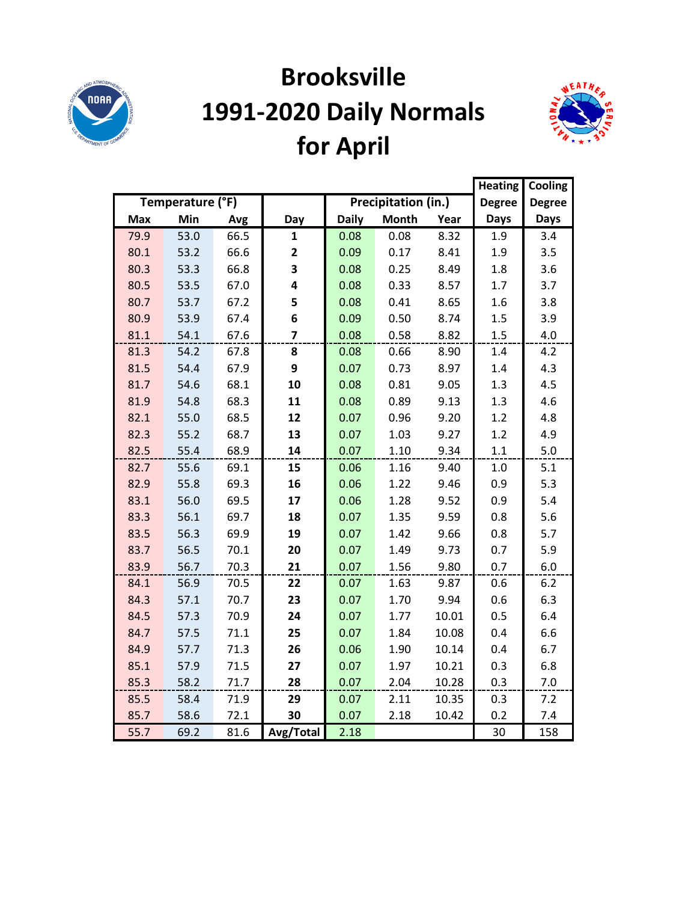# Brooksville 1991-2020 Daily Normals for April

| Temperature (°F) | | | | Precipitation (in.) | | | Heating Degree Days | Cooling Degree Days |
|---|---|---|---|---|---|---|---|---|
| Max | Min | Avg | Day | Daily | Month | Year | | |
| 79.9 | 53.0 | 66.5 | 1 | 0.08 | 0.08 | 8.32 | 1.9 | 3.4 |
| 80.1 | 53.2 | 66.6 | 2 | 0.09 | 0.17 | 8.41 | 1.9 | 3.5 |
| 80.3 | 53.3 | 66.8 | 3 | 0.08 | 0.25 | 8.49 | 1.8 | 3.6 |
| 80.5 | 53.5 | 67.0 | 4 | 0.08 | 0.33 | 8.57 | 1.7 | 3.7 |
| 80.7 | 53.7 | 67.2 | 5 | 0.08 | 0.41 | 8.65 | 1.6 | 3.8 |
| 80.9 | 53.9 | 67.4 | 6 | 0.09 | 0.50 | 8.74 | 1.5 | 3.9 |
| 81.1 | 54.1 | 67.6 | 7 | 0.08 | 0.58 | 8.82 | 1.5 | 4.0 |
| 81.3 | 54.2 | 67.8 | 8 | 0.08 | 0.66 | 8.90 | 1.4 | 4.2 |
| 81.5 | 54.4 | 67.9 | 9 | 0.07 | 0.73 | 8.97 | 1.4 | 4.3 |
| 81.7 | 54.6 | 68.1 | 10 | 0.08 | 0.81 | 9.05 | 1.3 | 4.5 |
| 81.9 | 54.8 | 68.3 | 11 | 0.08 | 0.89 | 9.13 | 1.3 | 4.6 |
| 82.1 | 55.0 | 68.5 | 12 | 0.07 | 0.96 | 9.20 | 1.2 | 4.8 |
| 82.3 | 55.2 | 68.7 | 13 | 0.07 | 1.03 | 9.27 | 1.2 | 4.9 |
| 82.5 | 55.4 | 68.9 | 14 | 0.07 | 1.10 | 9.34 | 1.1 | 5.0 |
| 82.7 | 55.6 | 69.1 | 15 | 0.06 | 1.16 | 9.40 | 1.0 | 5.1 |
| 82.9 | 55.8 | 69.3 | 16 | 0.06 | 1.22 | 9.46 | 0.9 | 5.3 |
| 83.1 | 56.0 | 69.5 | 17 | 0.06 | 1.28 | 9.52 | 0.9 | 5.4 |
| 83.3 | 56.1 | 69.7 | 18 | 0.07 | 1.35 | 9.59 | 0.8 | 5.6 |
| 83.5 | 56.3 | 69.9 | 19 | 0.07 | 1.42 | 9.66 | 0.8 | 5.7 |
| 83.7 | 56.5 | 70.1 | 20 | 0.07 | 1.49 | 9.73 | 0.7 | 5.9 |
| 83.9 | 56.7 | 70.3 | 21 | 0.07 | 1.56 | 9.80 | 0.7 | 6.0 |
| 84.1 | 56.9 | 70.5 | 22 | 0.07 | 1.63 | 9.87 | 0.6 | 6.2 |
| 84.3 | 57.1 | 70.7 | 23 | 0.07 | 1.70 | 9.94 | 0.6 | 6.3 |
| 84.5 | 57.3 | 70.9 | 24 | 0.07 | 1.77 | 10.01 | 0.5 | 6.4 |
| 84.7 | 57.5 | 71.1 | 25 | 0.07 | 1.84 | 10.08 | 0.4 | 6.6 |
| 84.9 | 57.7 | 71.3 | 26 | 0.06 | 1.90 | 10.14 | 0.4 | 6.7 |
| 85.1 | 57.9 | 71.5 | 27 | 0.07 | 1.97 | 10.21 | 0.3 | 6.8 |
| 85.3 | 58.2 | 71.7 | 28 | 0.07 | 2.04 | 10.28 | 0.3 | 7.0 |
| 85.5 | 58.4 | 71.9 | 29 | 0.07 | 2.11 | 10.35 | 0.3 | 7.2 |
| 85.7 | 58.6 | 72.1 | 30 | 0.07 | 2.18 | 10.42 | 0.2 | 7.4 |
| 55.7 | 69.2 | 81.6 | Avg/Total | 2.18 | | | 30 | 158 |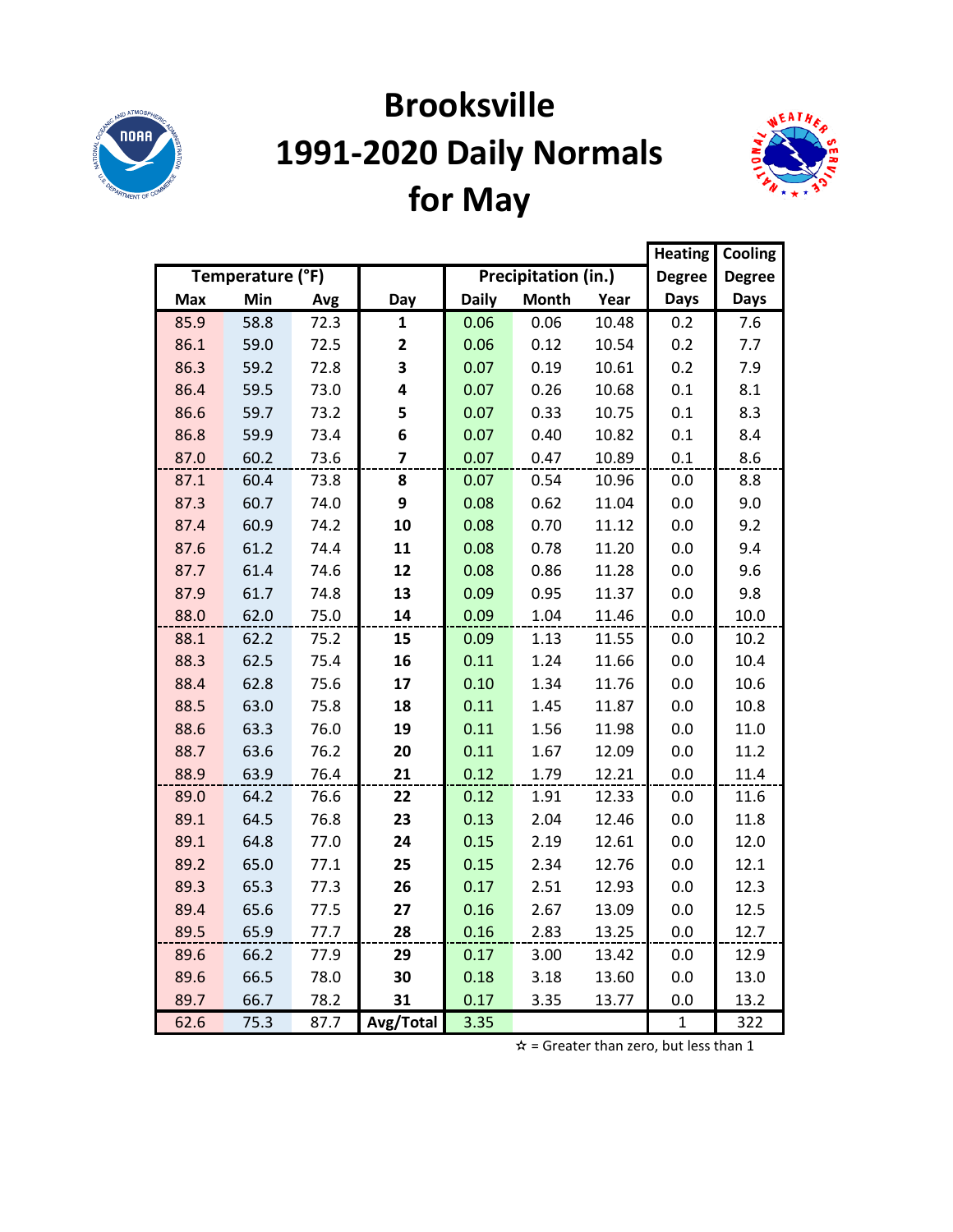# Brooksville
# 1991-2020 Daily Normals
# for May

| Temperature (°F) | | | | Precipitation (in.) | | | Heating Degree | Cooling Degree |
|---|---|---|---|---|---|---|---|---|
| Max | Min | Avg | Day | Daily | Month | Year | Days | Days |
| 85.9 | 58.8 | 72.3 | **1** | 0.06 | 0.06 | 10.48 | 0.2 | 7.6 |
| 86.1 | 59.0 | 72.5 | **2** | 0.06 | 0.12 | 10.54 | 0.2 | 7.7 |
| 86.3 | 59.2 | 72.8 | **3** | 0.07 | 0.19 | 10.61 | 0.2 | 7.9 |
| 86.4 | 59.5 | 73.0 | **4** | 0.07 | 0.26 | 10.68 | 0.1 | 8.1 |
| 86.6 | 59.7 | 73.2 | **5** | 0.07 | 0.33 | 10.75 | 0.1 | 8.3 |
| 86.8 | 59.9 | 73.4 | **6** | 0.07 | 0.40 | 10.82 | 0.1 | 8.4 |
| 87.0 | 60.2 | 73.6 | **7** | 0.07 | 0.47 | 10.89 | 0.1 | 8.6 |
| 87.1 | 60.4 | 73.8 | **8** | 0.07 | 0.54 | 10.96 | 0.0 | 8.8 |
| 87.3 | 60.7 | 74.0 | **9** | 0.08 | 0.62 | 11.04 | 0.0 | 9.0 |
| 87.4 | 60.9 | 74.2 | **10** | 0.08 | 0.70 | 11.12 | 0.0 | 9.2 |
| 87.6 | 61.2 | 74.4 | **11** | 0.08 | 0.78 | 11.20 | 0.0 | 9.4 |
| 87.7 | 61.4 | 74.6 | **12** | 0.08 | 0.86 | 11.28 | 0.0 | 9.6 |
| 87.9 | 61.7 | 74.8 | **13** | 0.09 | 0.95 | 11.37 | 0.0 | 9.8 |
| 88.0 | 62.0 | 75.0 | **14** | 0.09 | 1.04 | 11.46 | 0.0 | 10.0 |
| 88.1 | 62.2 | 75.2 | **15** | 0.09 | 1.13 | 11.55 | 0.0 | 10.2 |
| 88.3 | 62.5 | 75.4 | **16** | 0.11 | 1.24 | 11.66 | 0.0 | 10.4 |
| 88.4 | 62.8 | 75.6 | **17** | 0.10 | 1.34 | 11.76 | 0.0 | 10.6 |
| 88.5 | 63.0 | 75.8 | **18** | 0.11 | 1.45 | 11.87 | 0.0 | 10.8 |
| 88.6 | 63.3 | 76.0 | **19** | 0.11 | 1.56 | 11.98 | 0.0 | 11.0 |
| 88.7 | 63.6 | 76.2 | **20** | 0.11 | 1.67 | 12.09 | 0.0 | 11.2 |
| 88.9 | 63.9 | 76.4 | **21** | 0.12 | 1.79 | 12.21 | 0.0 | 11.4 |
| 89.0 | 64.2 | 76.6 | **22** | 0.12 | 1.91 | 12.33 | 0.0 | 11.6 |
| 89.1 | 64.5 | 76.8 | **23** | 0.13 | 2.04 | 12.46 | 0.0 | 11.8 |
| 89.1 | 64.8 | 77.0 | **24** | 0.15 | 2.19 | 12.61 | 0.0 | 12.0 |
| 89.2 | 65.0 | 77.1 | **25** | 0.15 | 2.34 | 12.76 | 0.0 | 12.1 |
| 89.3 | 65.3 | 77.3 | **26** | 0.17 | 2.51 | 12.93 | 0.0 | 12.3 |
| 89.4 | 65.6 | 77.5 | **27** | 0.16 | 2.67 | 13.09 | 0.0 | 12.5 |
| 89.5 | 65.9 | 77.7 | **28** | 0.16 | 2.83 | 13.25 | 0.0 | 12.7 |
| 89.6 | 66.2 | 77.9 | **29** | 0.17 | 3.00 | 13.42 | 0.0 | 12.9 |
| 89.6 | 66.5 | 78.0 | **30** | 0.18 | 3.18 | 13.60 | 0.0 | 13.0 |
| 89.7 | 66.7 | 78.2 | **31** | 0.17 | 3.35 | 13.77 | 0.0 | 13.2 |
| 62.6 | 75.3 | 87.7 | **Avg/Total** | 3.35 | | | 1 | 322 |

☆ = Greater than zero, but less than 1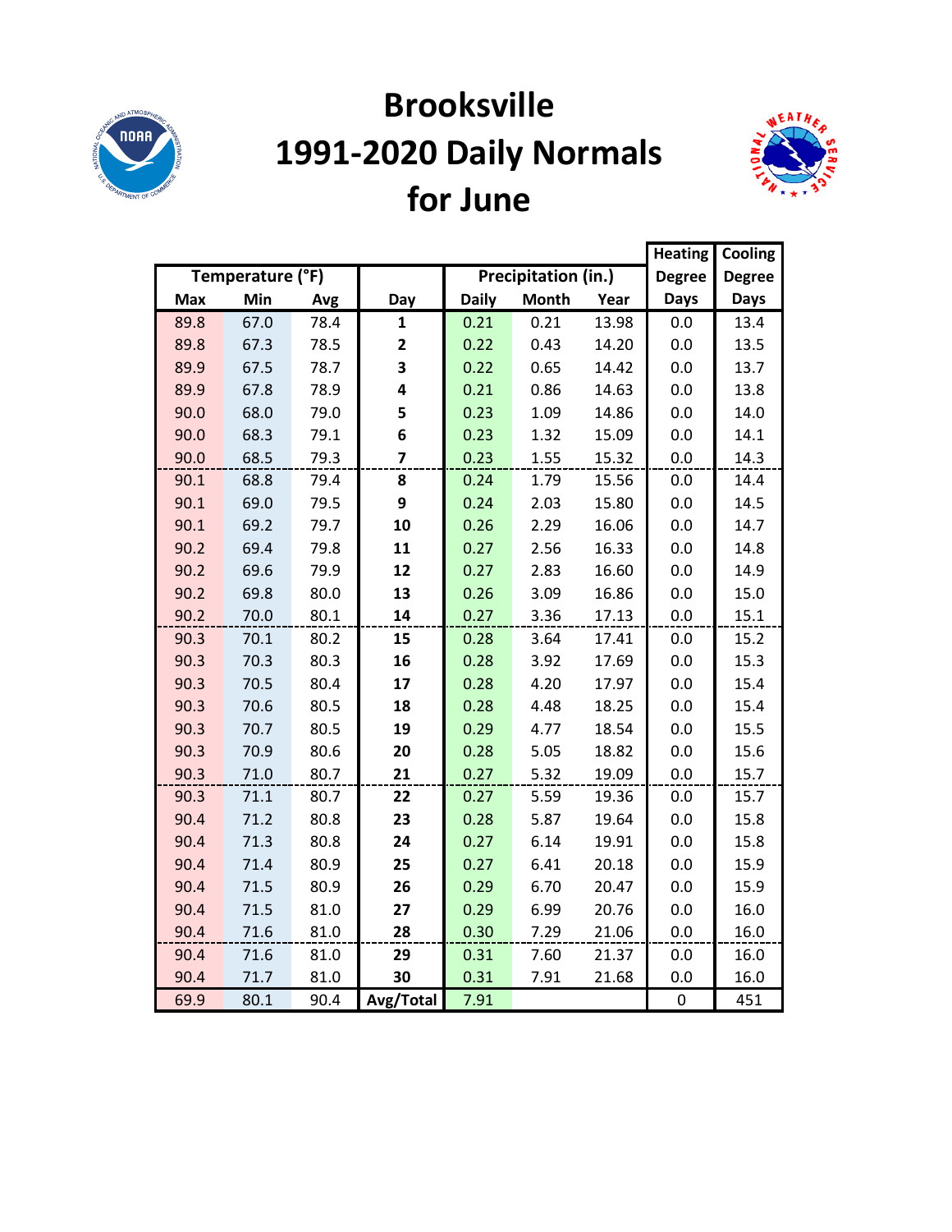# Brooksville 1991-2020 Daily Normals for June

| Temperature (°F) | | | | Precipitation (in.) | | | Heating Degree Days | Cooling Degree Days |
|---|---|---|---|---|---|---|---|---|
| Max | Min | Avg | Day | Daily | Month | Year | | |
| 89.8 | 67.0 | 78.4 | 1 | 0.21 | 0.21 | 13.98 | 0.0 | 13.4 |
| 89.8 | 67.3 | 78.5 | 2 | 0.22 | 0.43 | 14.20 | 0.0 | 13.5 |
| 89.9 | 67.5 | 78.7 | 3 | 0.22 | 0.65 | 14.42 | 0.0 | 13.7 |
| 89.9 | 67.8 | 78.9 | 4 | 0.21 | 0.86 | 14.63 | 0.0 | 13.8 |
| 90.0 | 68.0 | 79.0 | 5 | 0.23 | 1.09 | 14.86 | 0.0 | 14.0 |
| 90.0 | 68.3 | 79.1 | 6 | 0.23 | 1.32 | 15.09 | 0.0 | 14.1 |
| 90.0 | 68.5 | 79.3 | 7 | 0.23 | 1.55 | 15.32 | 0.0 | 14.3 |
| 90.1 | 68.8 | 79.4 | 8 | 0.24 | 1.79 | 15.56 | 0.0 | 14.4 |
| 90.1 | 69.0 | 79.5 | 9 | 0.24 | 2.03 | 15.80 | 0.0 | 14.5 |
| 90.1 | 69.2 | 79.7 | 10 | 0.26 | 2.29 | 16.06 | 0.0 | 14.7 |
| 90.2 | 69.4 | 79.8 | 11 | 0.27 | 2.56 | 16.33 | 0.0 | 14.8 |
| 90.2 | 69.6 | 79.9 | 12 | 0.27 | 2.83 | 16.60 | 0.0 | 14.9 |
| 90.2 | 69.8 | 80.0 | 13 | 0.26 | 3.09 | 16.86 | 0.0 | 15.0 |
| 90.2 | 70.0 | 80.1 | 14 | 0.27 | 3.36 | 17.13 | 0.0 | 15.1 |
| 90.3 | 70.1 | 80.2 | 15 | 0.28 | 3.64 | 17.41 | 0.0 | 15.2 |
| 90.3 | 70.3 | 80.3 | 16 | 0.28 | 3.92 | 17.69 | 0.0 | 15.3 |
| 90.3 | 70.5 | 80.4 | 17 | 0.28 | 4.20 | 17.97 | 0.0 | 15.4 |
| 90.3 | 70.6 | 80.5 | 18 | 0.28 | 4.48 | 18.25 | 0.0 | 15.4 |
| 90.3 | 70.7 | 80.5 | 19 | 0.29 | 4.77 | 18.54 | 0.0 | 15.5 |
| 90.3 | 70.9 | 80.6 | 20 | 0.28 | 5.05 | 18.82 | 0.0 | 15.6 |
| 90.3 | 71.0 | 80.7 | 21 | 0.27 | 5.32 | 19.09 | 0.0 | 15.7 |
| 90.3 | 71.1 | 80.7 | 22 | 0.27 | 5.59 | 19.36 | 0.0 | 15.7 |
| 90.4 | 71.2 | 80.8 | 23 | 0.28 | 5.87 | 19.64 | 0.0 | 15.8 |
| 90.4 | 71.3 | 80.8 | 24 | 0.27 | 6.14 | 19.91 | 0.0 | 15.8 |
| 90.4 | 71.4 | 80.9 | 25 | 0.27 | 6.41 | 20.18 | 0.0 | 15.9 |
| 90.4 | 71.5 | 80.9 | 26 | 0.29 | 6.70 | 20.47 | 0.0 | 15.9 |
| 90.4 | 71.5 | 81.0 | 27 | 0.29 | 6.99 | 20.76 | 0.0 | 16.0 |
| 90.4 | 71.6 | 81.0 | 28 | 0.30 | 7.29 | 21.06 | 0.0 | 16.0 |
| 90.4 | 71.6 | 81.0 | 29 | 0.31 | 7.60 | 21.37 | 0.0 | 16.0 |
| 90.4 | 71.7 | 81.0 | 30 | 0.31 | 7.91 | 21.68 | 0.0 | 16.0 |
| 69.9 | 80.1 | 90.4 | Avg/Total | 7.91 | | | 0 | 451 |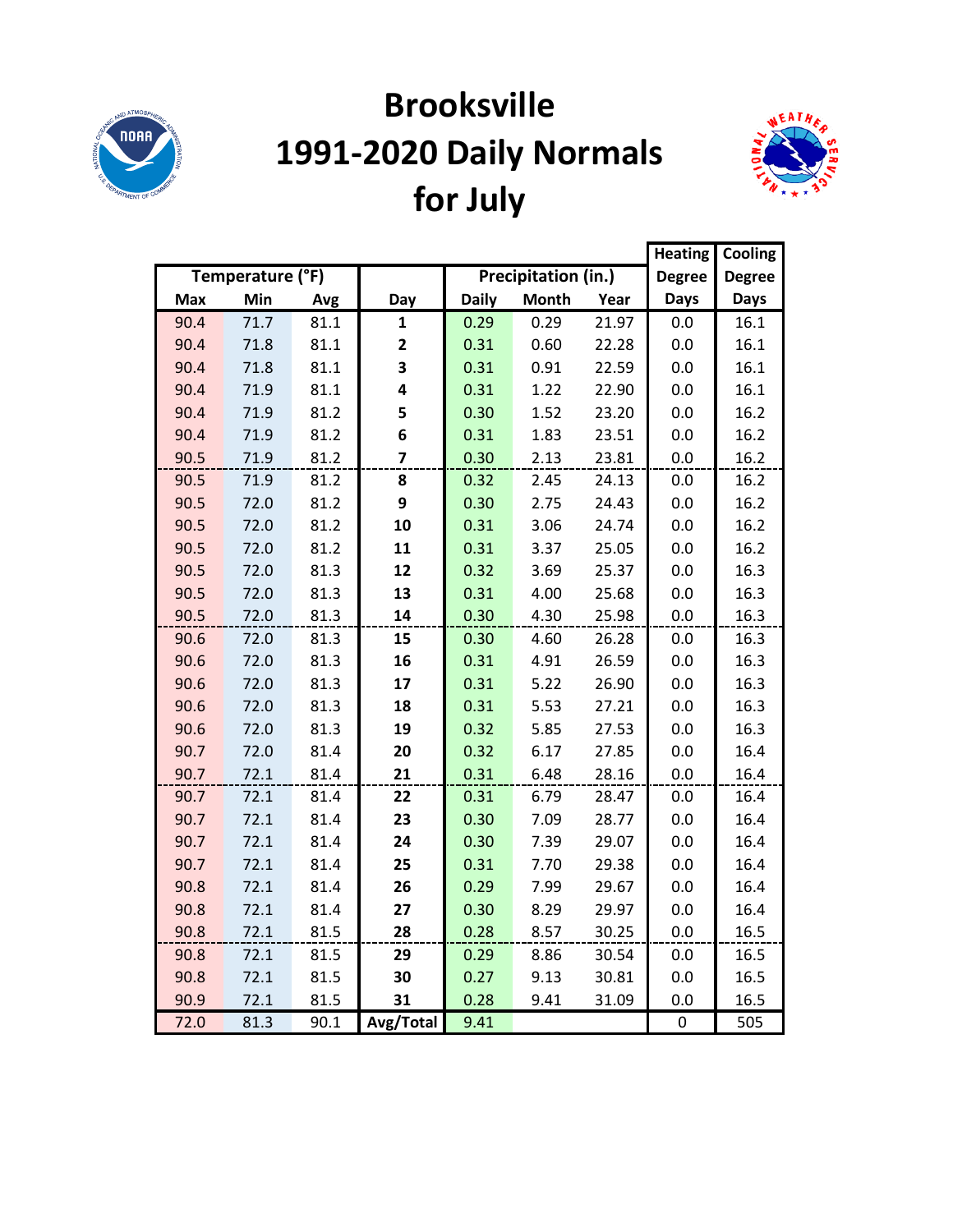# Brooksville
# 1991-2020 Daily Normals
# for July

| Temperature (°F) | | | | Precipitation (in.) | | | Heating Degree Days | Cooling Degree Days |
|---|---|---|---|---|---|---|---|---|
| Max | Min | Avg | Day | Daily | Month | Year | Days | Days |
| 90.4 | 71.7 | 81.1 | 1 | 0.29 | 0.29 | 21.97 | 0.0 | 16.1 |
| 90.4 | 71.8 | 81.1 | 2 | 0.31 | 0.60 | 22.28 | 0.0 | 16.1 |
| 90.4 | 71.8 | 81.1 | 3 | 0.31 | 0.91 | 22.59 | 0.0 | 16.1 |
| 90.4 | 71.9 | 81.1 | 4 | 0.31 | 1.22 | 22.90 | 0.0 | 16.1 |
| 90.4 | 71.9 | 81.2 | 5 | 0.30 | 1.52 | 23.20 | 0.0 | 16.2 |
| 90.4 | 71.9 | 81.2 | 6 | 0.31 | 1.83 | 23.51 | 0.0 | 16.2 |
| 90.5 | 71.9 | 81.2 | 7 | 0.30 | 2.13 | 23.81 | 0.0 | 16.2 |
| 90.5 | 71.9 | 81.2 | 8 | 0.32 | 2.45 | 24.13 | 0.0 | 16.2 |
| 90.5 | 72.0 | 81.2 | 9 | 0.30 | 2.75 | 24.43 | 0.0 | 16.2 |
| 90.5 | 72.0 | 81.2 | 10 | 0.31 | 3.06 | 24.74 | 0.0 | 16.2 |
| 90.5 | 72.0 | 81.2 | 11 | 0.31 | 3.37 | 25.05 | 0.0 | 16.2 |
| 90.5 | 72.0 | 81.3 | 12 | 0.32 | 3.69 | 25.37 | 0.0 | 16.3 |
| 90.5 | 72.0 | 81.3 | 13 | 0.31 | 4.00 | 25.68 | 0.0 | 16.3 |
| 90.5 | 72.0 | 81.3 | 14 | 0.30 | 4.30 | 25.98 | 0.0 | 16.3 |
| 90.6 | 72.0 | 81.3 | 15 | 0.30 | 4.60 | 26.28 | 0.0 | 16.3 |
| 90.6 | 72.0 | 81.3 | 16 | 0.31 | 4.91 | 26.59 | 0.0 | 16.3 |
| 90.6 | 72.0 | 81.3 | 17 | 0.31 | 5.22 | 26.90 | 0.0 | 16.3 |
| 90.6 | 72.0 | 81.3 | 18 | 0.31 | 5.53 | 27.21 | 0.0 | 16.3 |
| 90.6 | 72.0 | 81.3 | 19 | 0.32 | 5.85 | 27.53 | 0.0 | 16.3 |
| 90.7 | 72.0 | 81.4 | 20 | 0.32 | 6.17 | 27.85 | 0.0 | 16.4 |
| 90.7 | 72.1 | 81.4 | 21 | 0.31 | 6.48 | 28.16 | 0.0 | 16.4 |
| 90.7 | 72.1 | 81.4 | 22 | 0.31 | 6.79 | 28.47 | 0.0 | 16.4 |
| 90.7 | 72.1 | 81.4 | 23 | 0.30 | 7.09 | 28.77 | 0.0 | 16.4 |
| 90.7 | 72.1 | 81.4 | 24 | 0.30 | 7.39 | 29.07 | 0.0 | 16.4 |
| 90.7 | 72.1 | 81.4 | 25 | 0.31 | 7.70 | 29.38 | 0.0 | 16.4 |
| 90.8 | 72.1 | 81.4 | 26 | 0.29 | 7.99 | 29.67 | 0.0 | 16.4 |
| 90.8 | 72.1 | 81.4 | 27 | 0.30 | 8.29 | 29.97 | 0.0 | 16.4 |
| 90.8 | 72.1 | 81.5 | 28 | 0.28 | 8.57 | 30.25 | 0.0 | 16.5 |
| 90.8 | 72.1 | 81.5 | 29 | 0.29 | 8.86 | 30.54 | 0.0 | 16.5 |
| 90.8 | 72.1 | 81.5 | 30 | 0.27 | 9.13 | 30.81 | 0.0 | 16.5 |
| 90.9 | 72.1 | 81.5 | 31 | 0.28 | 9.41 | 31.09 | 0.0 | 16.5 |
| 72.0 | 81.3 | 90.1 | Avg/Total | 9.41 | | | 0 | 505 |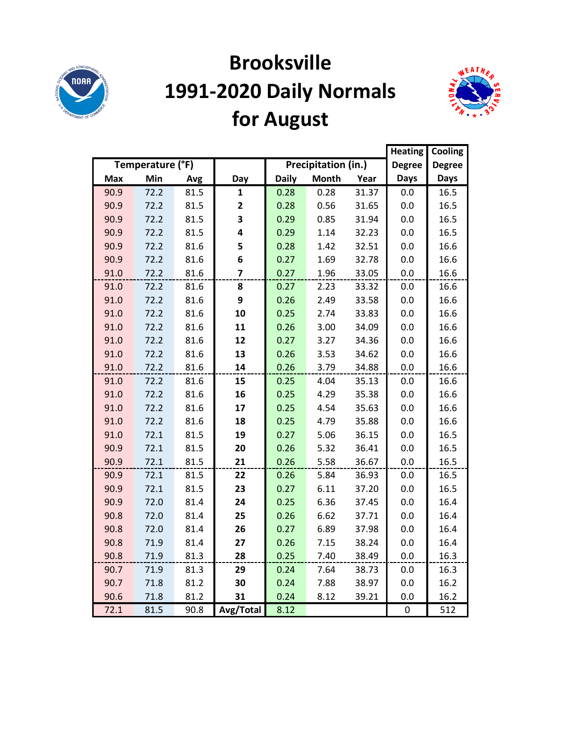# Brooksville 1991-2020 Daily Normals for August

| Temperature (°F) | | | | Precipitation (in.) | | | Heating Degree Days | Cooling Degree Days |
|---|---|---|---|---|---|---|---|---|
| Max | Min | Avg | Day | Daily | Month | Year | | |
| 90.9 | 72.2 | 81.5 | 1 | 0.28 | 0.28 | 31.37 | 0.0 | 16.5 |
| 90.9 | 72.2 | 81.5 | 2 | 0.28 | 0.56 | 31.65 | 0.0 | 16.5 |
| 90.9 | 72.2 | 81.5 | 3 | 0.29 | 0.85 | 31.94 | 0.0 | 16.5 |
| 90.9 | 72.2 | 81.5 | 4 | 0.29 | 1.14 | 32.23 | 0.0 | 16.5 |
| 90.9 | 72.2 | 81.6 | 5 | 0.28 | 1.42 | 32.51 | 0.0 | 16.6 |
| 90.9 | 72.2 | 81.6 | 6 | 0.27 | 1.69 | 32.78 | 0.0 | 16.6 |
| 91.0 | 72.2 | 81.6 | 7 | 0.27 | 1.96 | 33.05 | 0.0 | 16.6 |
| 91.0 | 72.2 | 81.6 | 8 | 0.27 | 2.23 | 33.32 | 0.0 | 16.6 |
| 91.0 | 72.2 | 81.6 | 9 | 0.26 | 2.49 | 33.58 | 0.0 | 16.6 |
| 91.0 | 72.2 | 81.6 | 10 | 0.25 | 2.74 | 33.83 | 0.0 | 16.6 |
| 91.0 | 72.2 | 81.6 | 11 | 0.26 | 3.00 | 34.09 | 0.0 | 16.6 |
| 91.0 | 72.2 | 81.6 | 12 | 0.27 | 3.27 | 34.36 | 0.0 | 16.6 |
| 91.0 | 72.2 | 81.6 | 13 | 0.26 | 3.53 | 34.62 | 0.0 | 16.6 |
| 91.0 | 72.2 | 81.6 | 14 | 0.26 | 3.79 | 34.88 | 0.0 | 16.6 |
| 91.0 | 72.2 | 81.6 | 15 | 0.25 | 4.04 | 35.13 | 0.0 | 16.6 |
| 91.0 | 72.2 | 81.6 | 16 | 0.25 | 4.29 | 35.38 | 0.0 | 16.6 |
| 91.0 | 72.2 | 81.6 | 17 | 0.25 | 4.54 | 35.63 | 0.0 | 16.6 |
| 91.0 | 72.2 | 81.6 | 18 | 0.25 | 4.79 | 35.88 | 0.0 | 16.6 |
| 91.0 | 72.1 | 81.5 | 19 | 0.27 | 5.06 | 36.15 | 0.0 | 16.5 |
| 90.9 | 72.1 | 81.5 | 20 | 0.26 | 5.32 | 36.41 | 0.0 | 16.5 |
| 90.9 | 72.1 | 81.5 | 21 | 0.26 | 5.58 | 36.67 | 0.0 | 16.5 |
| 90.9 | 72.1 | 81.5 | 22 | 0.26 | 5.84 | 36.93 | 0.0 | 16.5 |
| 90.9 | 72.1 | 81.5 | 23 | 0.27 | 6.11 | 37.20 | 0.0 | 16.5 |
| 90.9 | 72.0 | 81.4 | 24 | 0.25 | 6.36 | 37.45 | 0.0 | 16.4 |
| 90.8 | 72.0 | 81.4 | 25 | 0.26 | 6.62 | 37.71 | 0.0 | 16.4 |
| 90.8 | 72.0 | 81.4 | 26 | 0.27 | 6.89 | 37.98 | 0.0 | 16.4 |
| 90.8 | 71.9 | 81.4 | 27 | 0.26 | 7.15 | 38.24 | 0.0 | 16.4 |
| 90.8 | 71.9 | 81.3 | 28 | 0.25 | 7.40 | 38.49 | 0.0 | 16.3 |
| 90.7 | 71.9 | 81.3 | 29 | 0.24 | 7.64 | 38.73 | 0.0 | 16.3 |
| 90.7 | 71.8 | 81.2 | 30 | 0.24 | 7.88 | 38.97 | 0.0 | 16.2 |
| 90.6 | 71.8 | 81.2 | 31 | 0.24 | 8.12 | 39.21 | 0.0 | 16.2 |
| 72.1 | 81.5 | 90.8 | **Avg/Total** | 8.12 | | | 0 | 512 |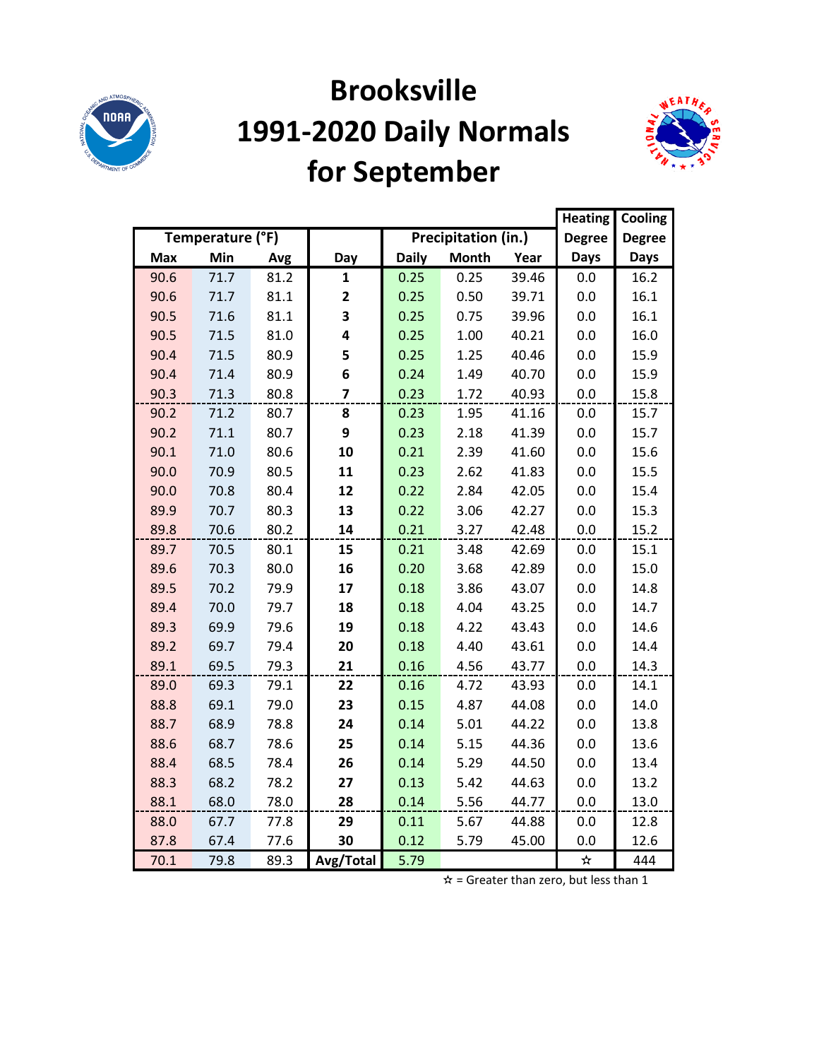# Brooksville
# 1991-2020 Daily Normals
# for September

| Temperature (°F) | | | | Precipitation (in.) | | | Heating Degree Days | Cooling Degree Days |
|---|---|---|---|---|---|---|---|---|
| Max | Min | Avg | Day | Daily | Month | Year | | |
| 90.6 | 71.7 | 81.2 | 1 | 0.25 | 0.25 | 39.46 | 0.0 | 16.2 |
| 90.6 | 71.7 | 81.1 | 2 | 0.25 | 0.50 | 39.71 | 0.0 | 16.1 |
| 90.5 | 71.6 | 81.1 | 3 | 0.25 | 0.75 | 39.96 | 0.0 | 16.1 |
| 90.5 | 71.5 | 81.0 | 4 | 0.25 | 1.00 | 40.21 | 0.0 | 16.0 |
| 90.4 | 71.5 | 80.9 | 5 | 0.25 | 1.25 | 40.46 | 0.0 | 15.9 |
| 90.4 | 71.4 | 80.9 | 6 | 0.24 | 1.49 | 40.70 | 0.0 | 15.9 |
| 90.3 | 71.3 | 80.8 | 7 | 0.23 | 1.72 | 40.93 | 0.0 | 15.8 |
| 90.2 | 71.2 | 80.7 | 8 | 0.23 | 1.95 | 41.16 | 0.0 | 15.7 |
| 90.2 | 71.1 | 80.7 | 9 | 0.23 | 2.18 | 41.39 | 0.0 | 15.7 |
| 90.1 | 71.0 | 80.6 | 10 | 0.21 | 2.39 | 41.60 | 0.0 | 15.6 |
| 90.0 | 70.9 | 80.5 | 11 | 0.23 | 2.62 | 41.83 | 0.0 | 15.5 |
| 90.0 | 70.8 | 80.4 | 12 | 0.22 | 2.84 | 42.05 | 0.0 | 15.4 |
| 89.9 | 70.7 | 80.3 | 13 | 0.22 | 3.06 | 42.27 | 0.0 | 15.3 |
| 89.8 | 70.6 | 80.2 | 14 | 0.21 | 3.27 | 42.48 | 0.0 | 15.2 |
| 89.7 | 70.5 | 80.1 | 15 | 0.21 | 3.48 | 42.69 | 0.0 | 15.1 |
| 89.6 | 70.3 | 80.0 | 16 | 0.20 | 3.68 | 42.89 | 0.0 | 15.0 |
| 89.5 | 70.2 | 79.9 | 17 | 0.18 | 3.86 | 43.07 | 0.0 | 14.8 |
| 89.4 | 70.0 | 79.7 | 18 | 0.18 | 4.04 | 43.25 | 0.0 | 14.7 |
| 89.3 | 69.9 | 79.6 | 19 | 0.18 | 4.22 | 43.43 | 0.0 | 14.6 |
| 89.2 | 69.7 | 79.4 | 20 | 0.18 | 4.40 | 43.61 | 0.0 | 14.4 |
| 89.1 | 69.5 | 79.3 | 21 | 0.16 | 4.56 | 43.77 | 0.0 | 14.3 |
| 89.0 | 69.3 | 79.1 | 22 | 0.16 | 4.72 | 43.93 | 0.0 | 14.1 |
| 88.8 | 69.1 | 79.0 | 23 | 0.15 | 4.87 | 44.08 | 0.0 | 14.0 |
| 88.7 | 68.9 | 78.8 | 24 | 0.14 | 5.01 | 44.22 | 0.0 | 13.8 |
| 88.6 | 68.7 | 78.6 | 25 | 0.14 | 5.15 | 44.36 | 0.0 | 13.6 |
| 88.4 | 68.5 | 78.4 | 26 | 0.14 | 5.29 | 44.50 | 0.0 | 13.4 |
| 88.3 | 68.2 | 78.2 | 27 | 0.13 | 5.42 | 44.63 | 0.0 | 13.2 |
| 88.1 | 68.0 | 78.0 | 28 | 0.14 | 5.56 | 44.77 | 0.0 | 13.0 |
| 88.0 | 67.7 | 77.8 | 29 | 0.11 | 5.67 | 44.88 | 0.0 | 12.8 |
| 87.8 | 67.4 | 77.6 | 30 | 0.12 | 5.79 | 45.00 | 0.0 | 12.6 |
| 70.1 | 79.8 | 89.3 | Avg/Total | 5.79 | | | ☆ | 444 |

☆ = Greater than zero, but less than 1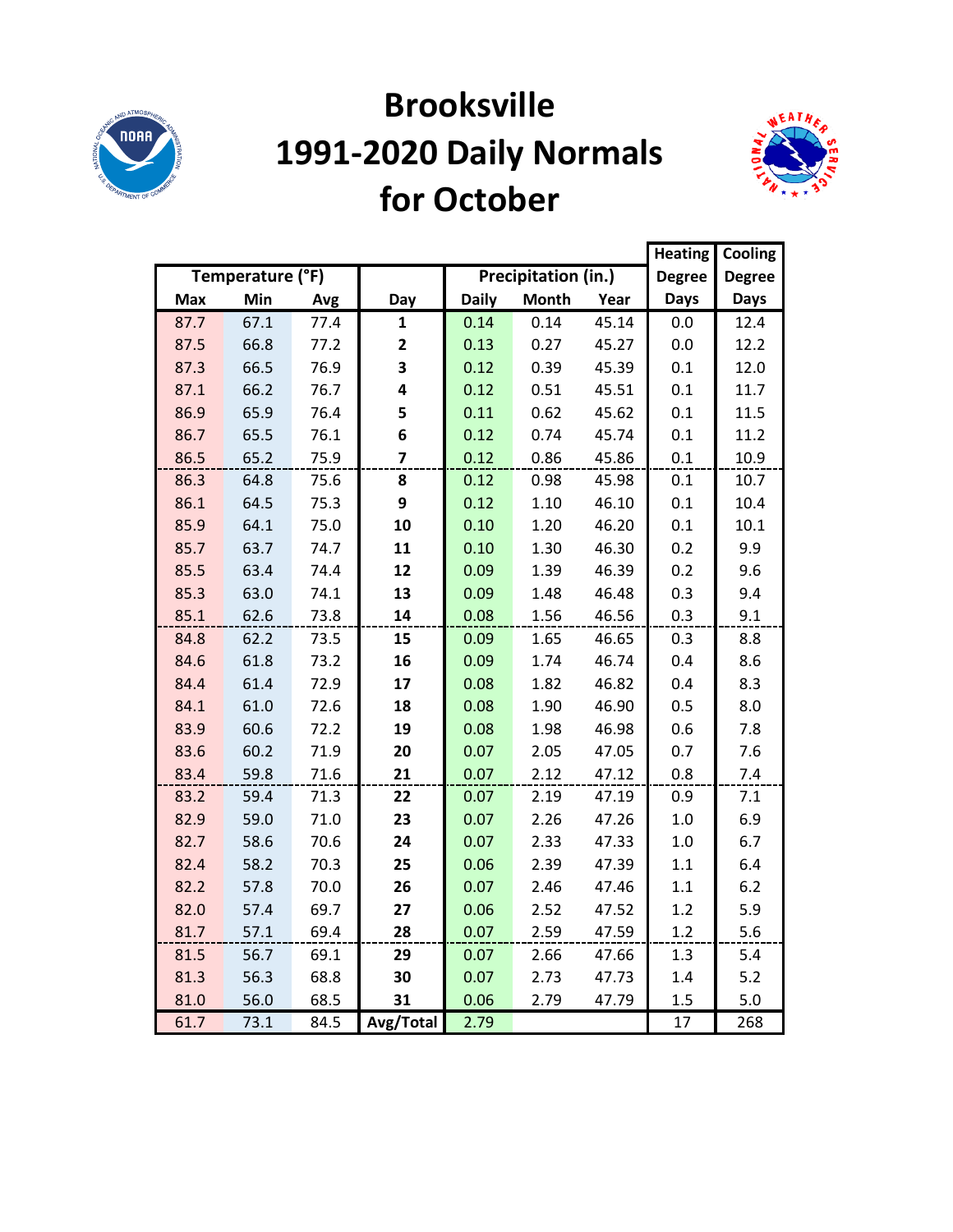# Brooksville 1991-2020 Daily Normals for October

| Temperature (°F) | | | | Precipitation (in.) | | | Heating Degree Days | Cooling Degree Days |
|---|---|---|---|---|---|---|---|---|
| Max | Min | Avg | Day | Daily | Month | Year | | |
| 87.7 | 67.1 | 77.4 | **1** | 0.14 | 0.14 | 45.14 | 0.0 | 12.4 |
| 87.5 | 66.8 | 77.2 | **2** | 0.13 | 0.27 | 45.27 | 0.0 | 12.2 |
| 87.3 | 66.5 | 76.9 | **3** | 0.12 | 0.39 | 45.39 | 0.1 | 12.0 |
| 87.1 | 66.2 | 76.7 | **4** | 0.12 | 0.51 | 45.51 | 0.1 | 11.7 |
| 86.9 | 65.9 | 76.4 | **5** | 0.11 | 0.62 | 45.62 | 0.1 | 11.5 |
| 86.7 | 65.5 | 76.1 | **6** | 0.12 | 0.74 | 45.74 | 0.1 | 11.2 |
| 86.5 | 65.2 | 75.9 | **7** | 0.12 | 0.86 | 45.86 | 0.1 | 10.9 |
| 86.3 | 64.8 | 75.6 | **8** | 0.12 | 0.98 | 45.98 | 0.1 | 10.7 |
| 86.1 | 64.5 | 75.3 | **9** | 0.12 | 1.10 | 46.10 | 0.1 | 10.4 |
| 85.9 | 64.1 | 75.0 | **10** | 0.10 | 1.20 | 46.20 | 0.1 | 10.1 |
| 85.7 | 63.7 | 74.7 | **11** | 0.10 | 1.30 | 46.30 | 0.2 | 9.9 |
| 85.5 | 63.4 | 74.4 | **12** | 0.09 | 1.39 | 46.39 | 0.2 | 9.6 |
| 85.3 | 63.0 | 74.1 | **13** | 0.09 | 1.48 | 46.48 | 0.3 | 9.4 |
| 85.1 | 62.6 | 73.8 | **14** | 0.08 | 1.56 | 46.56 | 0.3 | 9.1 |
| 84.8 | 62.2 | 73.5 | **15** | 0.09 | 1.65 | 46.65 | 0.3 | 8.8 |
| 84.6 | 61.8 | 73.2 | **16** | 0.09 | 1.74 | 46.74 | 0.4 | 8.6 |
| 84.4 | 61.4 | 72.9 | **17** | 0.08 | 1.82 | 46.82 | 0.4 | 8.3 |
| 84.1 | 61.0 | 72.6 | **18** | 0.08 | 1.90 | 46.90 | 0.5 | 8.0 |
| 83.9 | 60.6 | 72.2 | **19** | 0.08 | 1.98 | 46.98 | 0.6 | 7.8 |
| 83.6 | 60.2 | 71.9 | **20** | 0.07 | 2.05 | 47.05 | 0.7 | 7.6 |
| 83.4 | 59.8 | 71.6 | **21** | 0.07 | 2.12 | 47.12 | 0.8 | 7.4 |
| 83.2 | 59.4 | 71.3 | **22** | 0.07 | 2.19 | 47.19 | 0.9 | 7.1 |
| 82.9 | 59.0 | 71.0 | **23** | 0.07 | 2.26 | 47.26 | 1.0 | 6.9 |
| 82.7 | 58.6 | 70.6 | **24** | 0.07 | 2.33 | 47.33 | 1.0 | 6.7 |
| 82.4 | 58.2 | 70.3 | **25** | 0.06 | 2.39 | 47.39 | 1.1 | 6.4 |
| 82.2 | 57.8 | 70.0 | **26** | 0.07 | 2.46 | 47.46 | 1.1 | 6.2 |
| 82.0 | 57.4 | 69.7 | **27** | 0.06 | 2.52 | 47.52 | 1.2 | 5.9 |
| 81.7 | 57.1 | 69.4 | **28** | 0.07 | 2.59 | 47.59 | 1.2 | 5.6 |
| 81.5 | 56.7 | 69.1 | **29** | 0.07 | 2.66 | 47.66 | 1.3 | 5.4 |
| 81.3 | 56.3 | 68.8 | **30** | 0.07 | 2.73 | 47.73 | 1.4 | 5.2 |
| 81.0 | 56.0 | 68.5 | **31** | 0.06 | 2.79 | 47.79 | 1.5 | 5.0 |
| 61.7 | 73.1 | 84.5 | **Avg/Total** | 2.79 | | | 17 | 268 |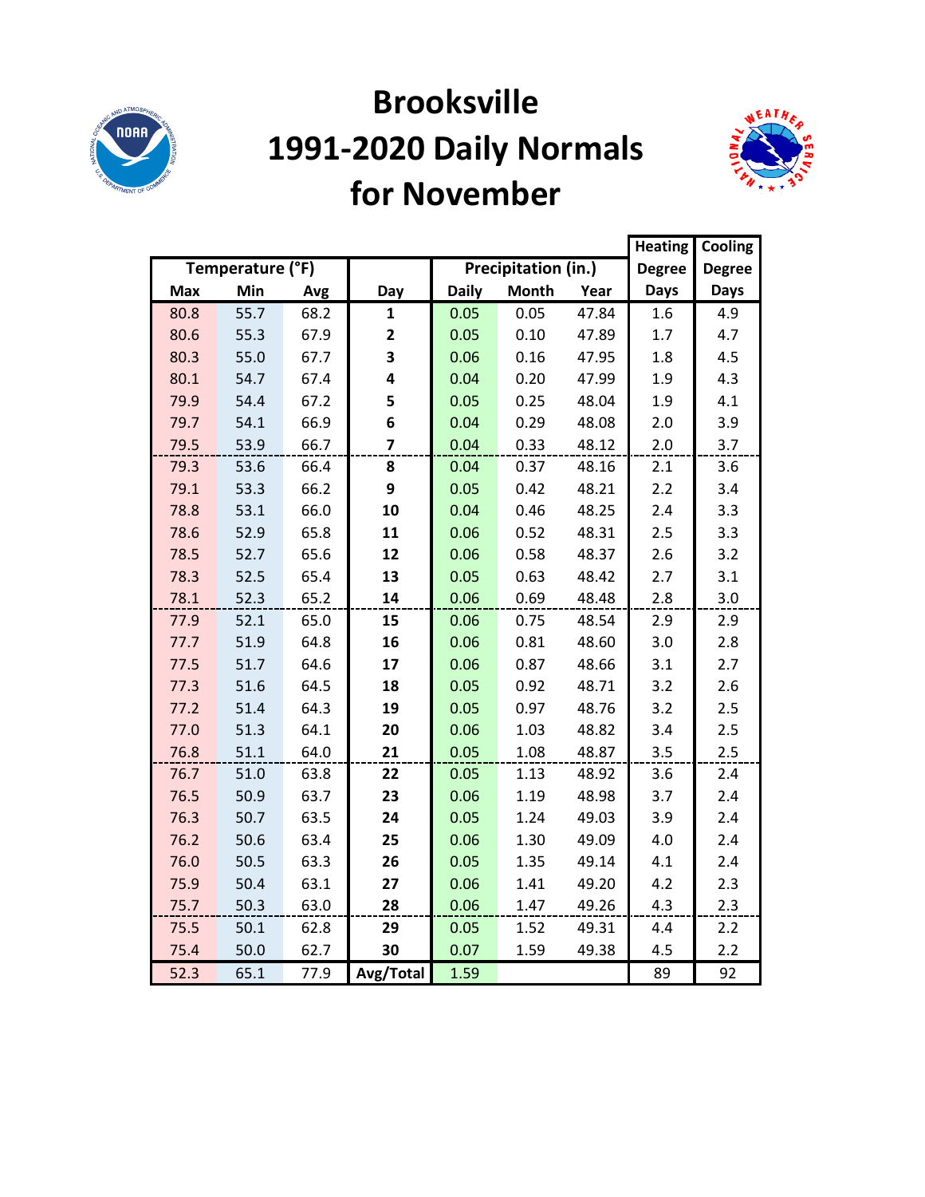# Brooksville
# 1991-2020 Daily Normals
# for November

| Temperature (°F) | | | | Precipitation (in.) | | | Heating Degree Days | Cooling Degree Days |
|---|---|---|---|---|---|---|---|---|
| Max | Min | Avg | Day | Daily | Month | Year | | |
| 80.8 | 55.7 | 68.2 | **1** | 0.05 | 0.05 | 47.84 | 1.6 | 4.9 |
| 80.6 | 55.3 | 67.9 | **2** | 0.05 | 0.10 | 47.89 | 1.7 | 4.7 |
| 80.3 | 55.0 | 67.7 | **3** | 0.06 | 0.16 | 47.95 | 1.8 | 4.5 |
| 80.1 | 54.7 | 67.4 | **4** | 0.04 | 0.20 | 47.99 | 1.9 | 4.3 |
| 79.9 | 54.4 | 67.2 | **5** | 0.05 | 0.25 | 48.04 | 1.9 | 4.1 |
| 79.7 | 54.1 | 66.9 | **6** | 0.04 | 0.29 | 48.08 | 2.0 | 3.9 |
| 79.5 | 53.9 | 66.7 | **7** | 0.04 | 0.33 | 48.12 | 2.0 | 3.7 |
| 79.3 | 53.6 | 66.4 | **8** | 0.04 | 0.37 | 48.16 | 2.1 | 3.6 |
| 79.1 | 53.3 | 66.2 | **9** | 0.05 | 0.42 | 48.21 | 2.2 | 3.4 |
| 78.8 | 53.1 | 66.0 | **10** | 0.04 | 0.46 | 48.25 | 2.4 | 3.3 |
| 78.6 | 52.9 | 65.8 | **11** | 0.06 | 0.52 | 48.31 | 2.5 | 3.3 |
| 78.5 | 52.7 | 65.6 | **12** | 0.06 | 0.58 | 48.37 | 2.6 | 3.2 |
| 78.3 | 52.5 | 65.4 | **13** | 0.05 | 0.63 | 48.42 | 2.7 | 3.1 |
| 78.1 | 52.3 | 65.2 | **14** | 0.06 | 0.69 | 48.48 | 2.8 | 3.0 |
| 77.9 | 52.1 | 65.0 | **15** | 0.06 | 0.75 | 48.54 | 2.9 | 2.9 |
| 77.7 | 51.9 | 64.8 | **16** | 0.06 | 0.81 | 48.60 | 3.0 | 2.8 |
| 77.5 | 51.7 | 64.6 | **17** | 0.06 | 0.87 | 48.66 | 3.1 | 2.7 |
| 77.3 | 51.6 | 64.5 | **18** | 0.05 | 0.92 | 48.71 | 3.2 | 2.6 |
| 77.2 | 51.4 | 64.3 | **19** | 0.05 | 0.97 | 48.76 | 3.2 | 2.5 |
| 77.0 | 51.3 | 64.1 | **20** | 0.06 | 1.03 | 48.82 | 3.4 | 2.5 |
| 76.8 | 51.1 | 64.0 | **21** | 0.05 | 1.08 | 48.87 | 3.5 | 2.5 |
| 76.7 | 51.0 | 63.8 | **22** | 0.05 | 1.13 | 48.92 | 3.6 | 2.4 |
| 76.5 | 50.9 | 63.7 | **23** | 0.06 | 1.19 | 48.98 | 3.7 | 2.4 |
| 76.3 | 50.7 | 63.5 | **24** | 0.05 | 1.24 | 49.03 | 3.9 | 2.4 |
| 76.2 | 50.6 | 63.4 | **25** | 0.06 | 1.30 | 49.09 | 4.0 | 2.4 |
| 76.0 | 50.5 | 63.3 | **26** | 0.05 | 1.35 | 49.14 | 4.1 | 2.4 |
| 75.9 | 50.4 | 63.1 | **27** | 0.06 | 1.41 | 49.20 | 4.2 | 2.3 |
| 75.7 | 50.3 | 63.0 | **28** | 0.06 | 1.47 | 49.26 | 4.3 | 2.3 |
| 75.5 | 50.1 | 62.8 | **29** | 0.05 | 1.52 | 49.31 | 4.4 | 2.2 |
| 75.4 | 50.0 | 62.7 | **30** | 0.07 | 1.59 | 49.38 | 4.5 | 2.2 |
| 52.3 | 65.1 | 77.9 | **Avg/Total** | 1.59 | | | 89 | 92 |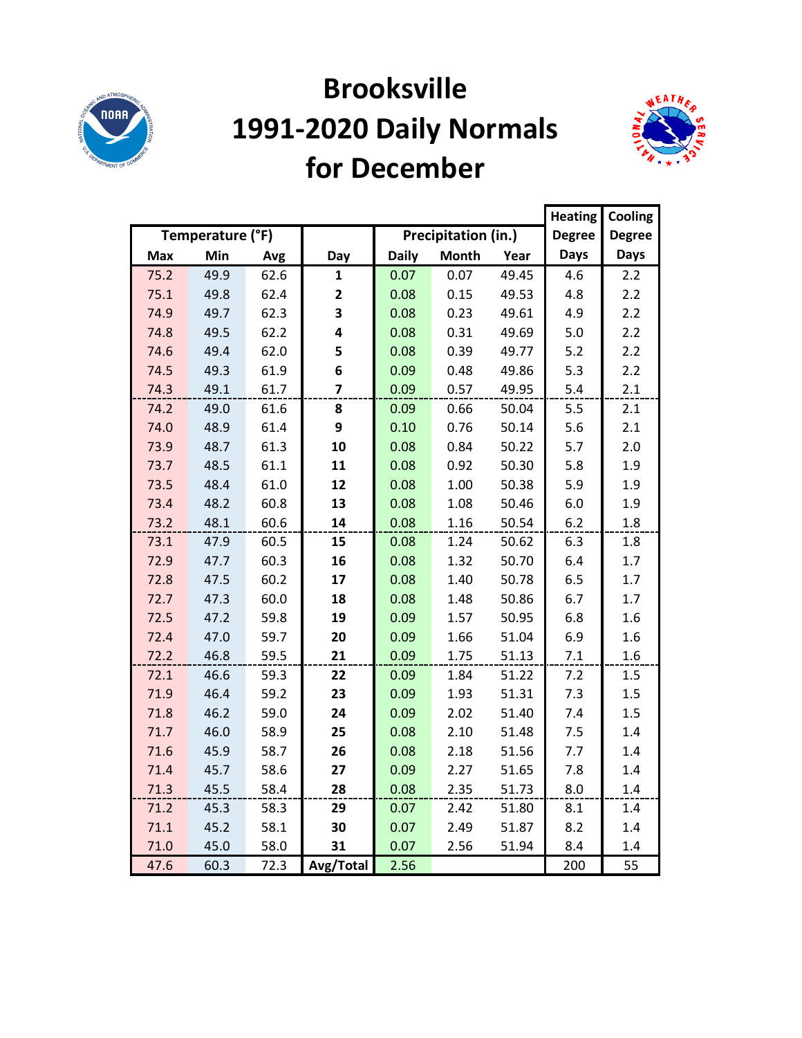# Brooksville
# 1991-2020 Daily Normals
# for December

| Temperature (°F) | | | | Precipitation (in.) | | | Heating Degree Days | Cooling Degree Days |
|---|---|---|---|---|---|---|---|---|
| Max | Min | Avg | Day | Daily | Month | Year | | |
| 75.2 | 49.9 | 62.6 | **1** | 0.07 | 0.07 | 49.45 | 4.6 | 2.2 |
| 75.1 | 49.8 | 62.4 | **2** | 0.08 | 0.15 | 49.53 | 4.8 | 2.2 |
| 74.9 | 49.7 | 62.3 | **3** | 0.08 | 0.23 | 49.61 | 4.9 | 2.2 |
| 74.8 | 49.5 | 62.2 | **4** | 0.08 | 0.31 | 49.69 | 5.0 | 2.2 |
| 74.6 | 49.4 | 62.0 | **5** | 0.08 | 0.39 | 49.77 | 5.2 | 2.2 |
| 74.5 | 49.3 | 61.9 | **6** | 0.09 | 0.48 | 49.86 | 5.3 | 2.2 |
| 74.3 | 49.1 | 61.7 | **7** | 0.09 | 0.57 | 49.95 | 5.4 | 2.1 |
| 74.2 | 49.0 | 61.6 | **8** | 0.09 | 0.66 | 50.04 | 5.5 | 2.1 |
| 74.0 | 48.9 | 61.4 | **9** | 0.10 | 0.76 | 50.14 | 5.6 | 2.1 |
| 73.9 | 48.7 | 61.3 | **10** | 0.08 | 0.84 | 50.22 | 5.7 | 2.0 |
| 73.7 | 48.5 | 61.1 | **11** | 0.08 | 0.92 | 50.30 | 5.8 | 1.9 |
| 73.5 | 48.4 | 61.0 | **12** | 0.08 | 1.00 | 50.38 | 5.9 | 1.9 |
| 73.4 | 48.2 | 60.8 | **13** | 0.08 | 1.08 | 50.46 | 6.0 | 1.9 |
| 73.2 | 48.1 | 60.6 | **14** | 0.08 | 1.16 | 50.54 | 6.2 | 1.8 |
| 73.1 | 47.9 | 60.5 | **15** | 0.08 | 1.24 | 50.62 | 6.3 | 1.8 |
| 72.9 | 47.7 | 60.3 | **16** | 0.08 | 1.32 | 50.70 | 6.4 | 1.7 |
| 72.8 | 47.5 | 60.2 | **17** | 0.08 | 1.40 | 50.78 | 6.5 | 1.7 |
| 72.7 | 47.3 | 60.0 | **18** | 0.08 | 1.48 | 50.86 | 6.7 | 1.7 |
| 72.5 | 47.2 | 59.8 | **19** | 0.09 | 1.57 | 50.95 | 6.8 | 1.6 |
| 72.4 | 47.0 | 59.7 | **20** | 0.09 | 1.66 | 51.04 | 6.9 | 1.6 |
| 72.2 | 46.8 | 59.5 | **21** | 0.09 | 1.75 | 51.13 | 7.1 | 1.6 |
| 72.1 | 46.6 | 59.3 | **22** | 0.09 | 1.84 | 51.22 | 7.2 | 1.5 |
| 71.9 | 46.4 | 59.2 | **23** | 0.09 | 1.93 | 51.31 | 7.3 | 1.5 |
| 71.8 | 46.2 | 59.0 | **24** | 0.09 | 2.02 | 51.40 | 7.4 | 1.5 |
| 71.7 | 46.0 | 58.9 | **25** | 0.08 | 2.10 | 51.48 | 7.5 | 1.4 |
| 71.6 | 45.9 | 58.7 | **26** | 0.08 | 2.18 | 51.56 | 7.7 | 1.4 |
| 71.4 | 45.7 | 58.6 | **27** | 0.09 | 2.27 | 51.65 | 7.8 | 1.4 |
| 71.3 | 45.5 | 58.4 | **28** | 0.08 | 2.35 | 51.73 | 8.0 | 1.4 |
| 71.2 | 45.3 | 58.3 | **29** | 0.07 | 2.42 | 51.80 | 8.1 | 1.4 |
| 71.1 | 45.2 | 58.1 | **30** | 0.07 | 2.49 | 51.87 | 8.2 | 1.4 |
| 71.0 | 45.0 | 58.0 | **31** | 0.07 | 2.56 | 51.94 | 8.4 | 1.4 |
| 47.6 | 60.3 | 72.3 | **Avg/Total** | 2.56 | | | 200 | 55 |